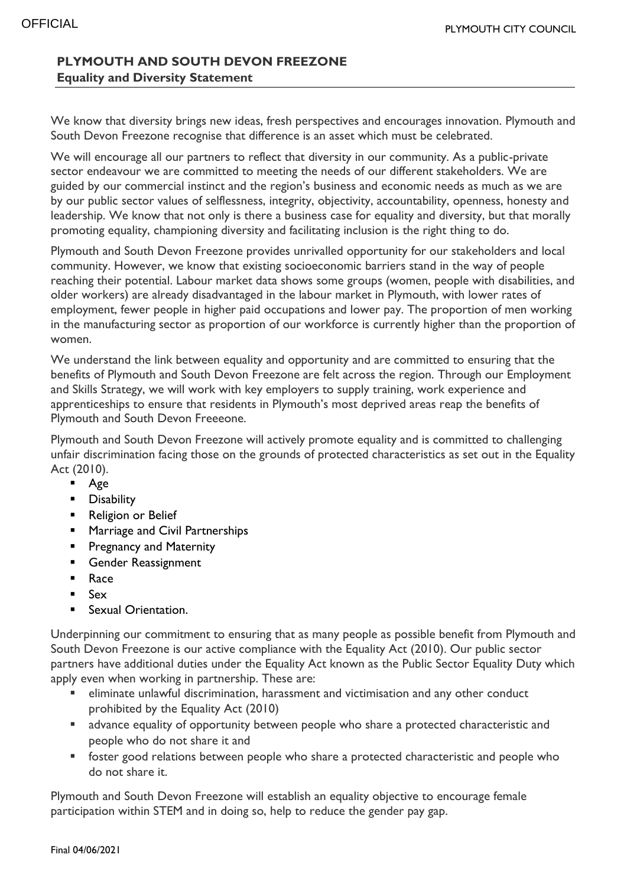## PLYMOUTH AND SOUTH DEVON FREEZONE

**Equality and Diversity Statement**

We know that diversity brings new ideas, fresh perspectives and encourages innovation. Plymouth and South Devon Freezone recognise that difference is an asset which must be celebrated.

We will encourage all our partners to reflect that diversity in our community. As a public-private sector endeavour we are committed to meeting the needs of our different stakeholders. We are guided by our commercial instinct and the region's business and economic needs as much as we are by our public sector values of selflessness, integrity, objectivity, accountability, openness, honesty and leadership. We know that not only is there a business case for equality and diversity, but that morally promoting equality, championing diversity and facilitating inclusion is the right thing to do.

Plymouth and South Devon Freezone provides unrivalled opportunity for our stakeholders and local community. However, we know that existing socioeconomic barriers stand in the way of people reaching their potential. Labour market data shows some groups (women, people with disabilities, and older workers) are already disadvantaged in the labour market in Plymouth, with lower rates of employment, fewer people in higher paid occupations and lower pay. The proportion of men working in the manufacturing sector as proportion of our workforce is currently higher than the proportion of women.

We understand the link between equality and opportunity and are committed to ensuring that the benefits of Plymouth and South Devon Freezone are felt across the region. Through our Employment and Skills Strategy, we will work with key employers to supply training, work experience and apprenticeships to ensure that residents in Plymouth's most deprived areas reap the benefits of Plymouth and South Devon Freeeone.

Plymouth and South Devon Freezone will actively promote equality and is committed to challenging unfair discrimination facing those on the grounds of protected characteristics as set out in the Equality Act (2010).

- Age
- Disability
- Religion or Belief
- Marriage and Civil Partnerships
- Pregnancy and Maternity
- Gender Reassignment
- Race
- Sex
- Sexual Orientation.

Underpinning our commitment to ensuring that as many people as possible benefit from Plymouth and South Devon Freezone is our active compliance with the Equality Act (2010). Our public sector partners have additional duties under the Equality Act known as the Public Sector Equality Duty which apply even when working in partnership. These are:

- eliminate unlawful discrimination, harassment and victimisation and any other conduct prohibited by the Equality Act (2010)
- advance equality of opportunity between people who share a protected characteristic and people who do not share it and
- foster good relations between people who share a protected characteristic and people who do not share it.

Plymouth and South Devon Freezone will establish an equality objective to encourage female participation within STEM and in doing so, help to reduce the gender pay gap.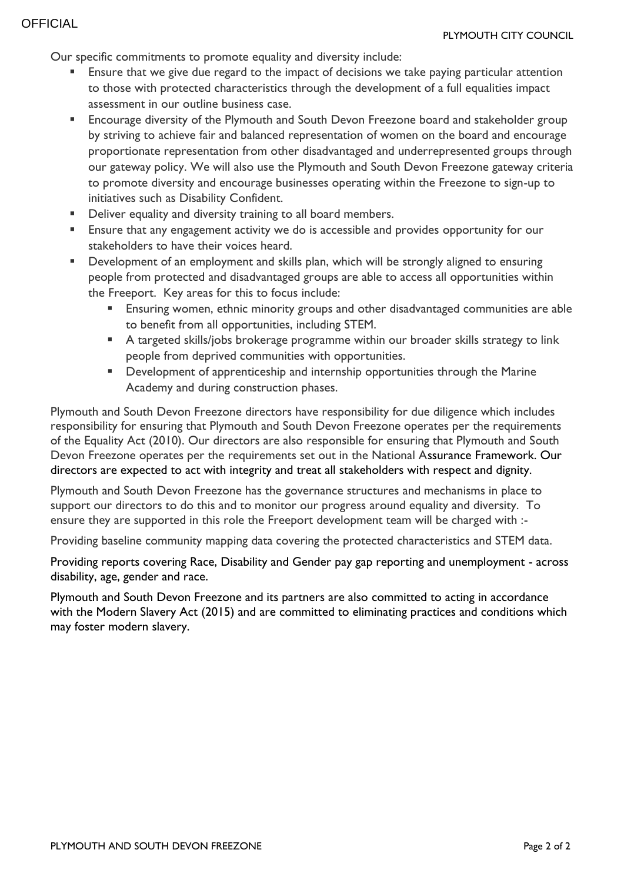Our specific commitments to promote equality and diversity include:

- Ensure that we give due regard to the impact of decisions we take paying particular attention to those with protected characteristics through the development of a full equalities impact assessment in our outline business case.
- Encourage diversity of the Plymouth and South Devon Freezone board and stakeholder group by striving to achieve fair and balanced representation of women on the board and encourage proportionate representation from other disadvantaged and underrepresented groups through our gateway policy. We will also use the Plymouth and South Devon Freezone gateway criteria to promote diversity and encourage businesses operating within the Freezone to sign-up to initiatives such as Disability Confident.
- Deliver equality and diversity training to all board members.
- Ensure that any engagement activity we do is accessible and provides opportunity for our stakeholders to have their voices heard.
- Development of an employment and skills plan, which will be strongly aligned to ensuring people from protected and disadvantaged groups are able to access all opportunities within the Freeport. Key areas for this to focus include:
  - Ensuring women, ethnic minority groups and other disadvantaged communities are able to benefit from all opportunities, including STEM.
  - A targeted skills/jobs brokerage programme within our broader skills strategy to link people from deprived communities with opportunities.
  - Development of apprenticeship and internship opportunities through the Marine Academy and during construction phases.

Plymouth and South Devon Freezone directors have responsibility for due diligence which includes responsibility for ensuring that Plymouth and South Devon Freezone operates per the requirements of the Equality Act (2010). Our directors are also responsible for ensuring that Plymouth and South Devon Freezone operates per the requirements set out in the National Assurance Framework. Our directors are expected to act with integrity and treat all stakeholders with respect and dignity.

Plymouth and South Devon Freezone has the governance structures and mechanisms in place to support our directors to do this and to monitor our progress around equality and diversity. To ensure they are supported in this role the Freeport development team will be charged with :-

Providing baseline community mapping data covering the protected characteristics and STEM data.

Providing reports covering Race, Disability and Gender pay gap reporting and unemployment - across disability, age, gender and race.

Plymouth and South Devon Freezone and its partners are also committed to acting in accordance with the Modern Slavery Act (2015) and are committed to eliminating practices and conditions which may foster modern slavery.